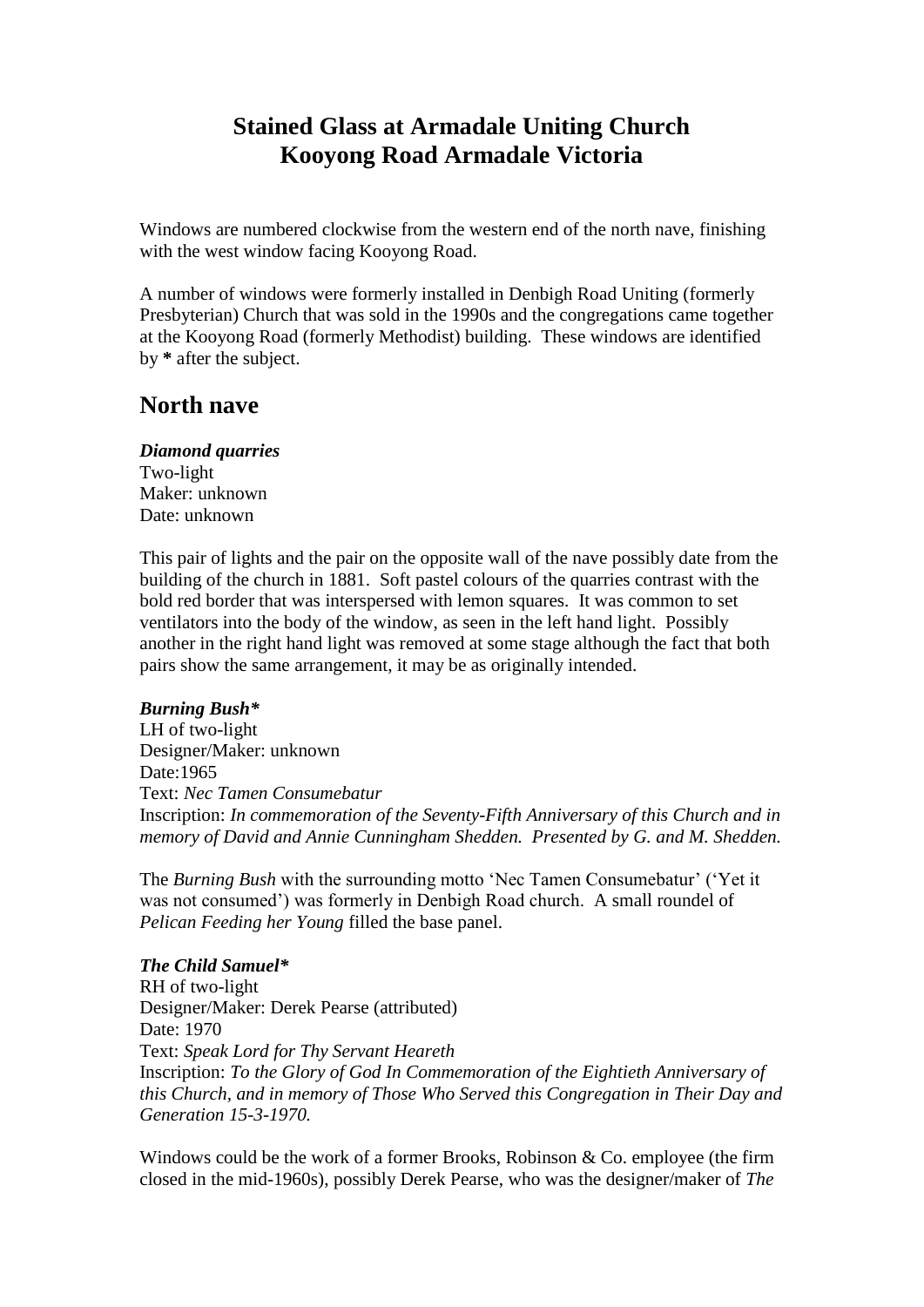# Stained Glass at Armadale Uniting Church
# Kooyong Road Armadale Victoria

Windows are numbered clockwise from the western end of the north nave, finishing with the west window facing Kooyong Road.

A number of windows were formerly installed in Denbigh Road Uniting (formerly Presbyterian) Church that was sold in the 1990s and the congregations came together at the Kooyong Road (formerly Methodist) building. These windows are identified by **\*** after the subject.

## North nave

***Diamond quarries***
Two-light
Maker: unknown
Date: unknown

This pair of lights and the pair on the opposite wall of the nave possibly date from the building of the church in 1881. Soft pastel colours of the quarries contrast with the bold red border that was interspersed with lemon squares. It was common to set ventilators into the body of the window, as seen in the left hand light. Possibly another in the right hand light was removed at some stage although the fact that both pairs show the same arrangement, it may be as originally intended.

***Burning Bush\****
LH of two-light
Designer/Maker: unknown
Date:1965
Text: *Nec Tamen Consumebatur*
Inscription: *In commemoration of the Seventy-Fifth Anniversary of this Church and in memory of David and Annie Cunningham Shedden. Presented by G. and M. Shedden.*

The *Burning Bush* with the surrounding motto 'Nec Tamen Consumebatur' ('Yet it was not consumed') was formerly in Denbigh Road church. A small roundel of *Pelican Feeding her Young* filled the base panel.

***The Child Samuel\****
RH of two-light
Designer/Maker: Derek Pearse (attributed)
Date: 1970
Text: *Speak Lord for Thy Servant Heareth*
Inscription: *To the Glory of God In Commemoration of the Eightieth Anniversary of this Church, and in memory of Those Who Served this Congregation in Their Day and Generation 15-3-1970.*

Windows could be the work of a former Brooks, Robinson & Co. employee (the firm closed in the mid-1960s), possibly Derek Pearse, who was the designer/maker of *The*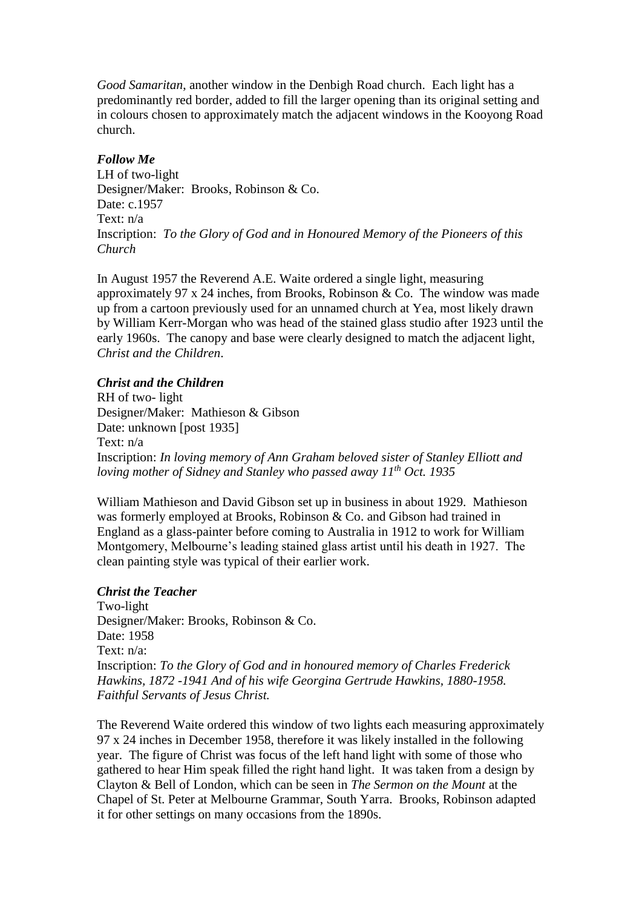*Good Samaritan*, another window in the Denbigh Road church. Each light has a predominantly red border, added to fill the larger opening than its original setting and in colours chosen to approximately match the adjacent windows in the Kooyong Road church.

***Follow Me***

LH of two-light
Designer/Maker: Brooks, Robinson & Co.
Date: c.1957
Text: n/a
Inscription: *To the Glory of God and in Honoured Memory of the Pioneers of this Church*

In August 1957 the Reverend A.E. Waite ordered a single light, measuring approximately 97 x 24 inches, from Brooks, Robinson & Co. The window was made up from a cartoon previously used for an unnamed church at Yea, most likely drawn by William Kerr-Morgan who was head of the stained glass studio after 1923 until the early 1960s. The canopy and base were clearly designed to match the adjacent light, *Christ and the Children*.

***Christ and the Children***

RH of two- light
Designer/Maker: Mathieson & Gibson
Date: unknown [post 1935]
Text: n/a
Inscription: *In loving memory of Ann Graham beloved sister of Stanley Elliott and loving mother of Sidney and Stanley who passed away 11th Oct. 1935*

William Mathieson and David Gibson set up in business in about 1929. Mathieson was formerly employed at Brooks, Robinson & Co. and Gibson had trained in England as a glass-painter before coming to Australia in 1912 to work for William Montgomery, Melbourne's leading stained glass artist until his death in 1927. The clean painting style was typical of their earlier work.

***Christ the Teacher***

Two-light
Designer/Maker: Brooks, Robinson & Co.
Date: 1958
Text: n/a:
Inscription: *To the Glory of God and in honoured memory of Charles Frederick Hawkins, 1872 -1941 And of his wife Georgina Gertrude Hawkins, 1880-1958. Faithful Servants of Jesus Christ.*

The Reverend Waite ordered this window of two lights each measuring approximately 97 x 24 inches in December 1958, therefore it was likely installed in the following year. The figure of Christ was focus of the left hand light with some of those who gathered to hear Him speak filled the right hand light. It was taken from a design by Clayton & Bell of London, which can be seen in *The Sermon on the Mount* at the Chapel of St. Peter at Melbourne Grammar, South Yarra. Brooks, Robinson adapted it for other settings on many occasions from the 1890s.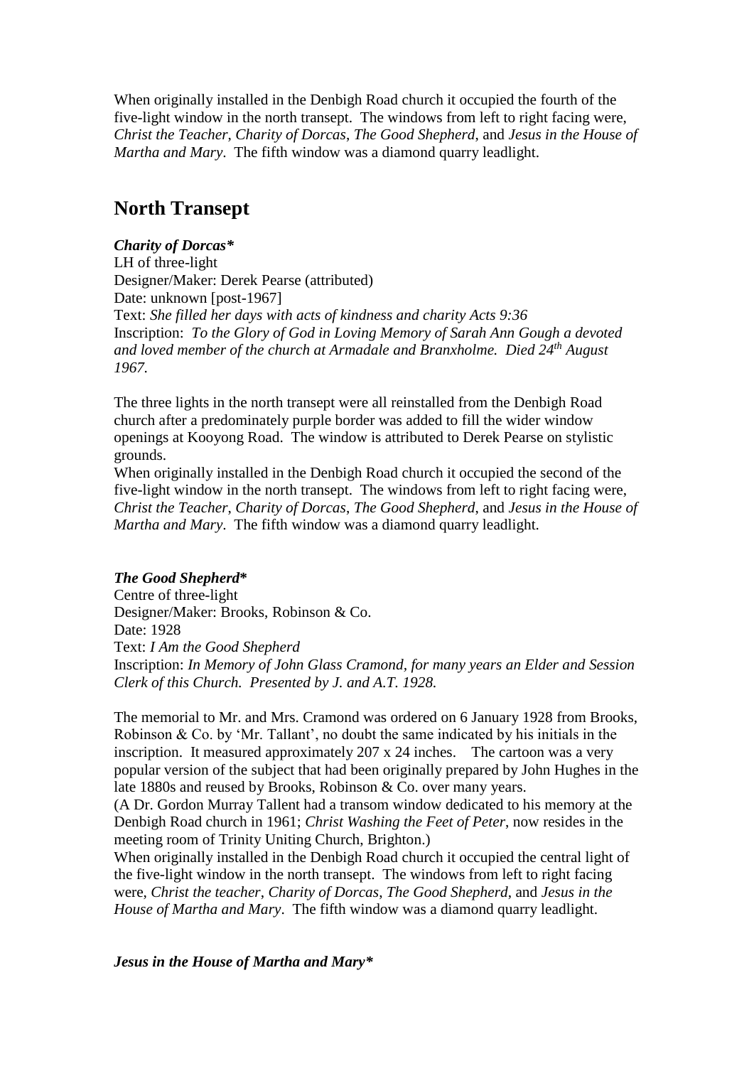When originally installed in the Denbigh Road church it occupied the fourth of the five-light window in the north transept. The windows from left to right facing were, *Christ the Teacher*, *Charity of Dorcas*, *The Good Shepherd*, and *Jesus in the House of Martha and Mary*. The fifth window was a diamond quarry leadlight.

## North Transept

***Charity of Dorcas****

LH of three-light

Designer/Maker: Derek Pearse (attributed)

Date: unknown [post-1967]

Text: *She filled her days with acts of kindness and charity Acts 9:36*

Inscription: *To the Glory of God in Loving Memory of Sarah Ann Gough a devoted and loved member of the church at Armadale and Branxholme. Died 24th August 1967.*

The three lights in the north transept were all reinstalled from the Denbigh Road church after a predominately purple border was added to fill the wider window openings at Kooyong Road. The window is attributed to Derek Pearse on stylistic grounds.

When originally installed in the Denbigh Road church it occupied the second of the five-light window in the north transept. The windows from left to right facing were, *Christ the Teacher*, *Charity of Dorcas*, *The Good Shepherd*, and *Jesus in the House of Martha and Mary*. The fifth window was a diamond quarry leadlight.

***The Good Shepherd****

Centre of three-light

Designer/Maker: Brooks, Robinson & Co.

Date: 1928

Text: *I Am the Good Shepherd*

Inscription: *In Memory of John Glass Cramond, for many years an Elder and Session Clerk of this Church. Presented by J. and A.T. 1928.*

The memorial to Mr. and Mrs. Cramond was ordered on 6 January 1928 from Brooks, Robinson & Co. by 'Mr. Tallant', no doubt the same indicated by his initials in the inscription. It measured approximately 207 x 24 inches. The cartoon was a very popular version of the subject that had been originally prepared by John Hughes in the late 1880s and reused by Brooks, Robinson & Co. over many years.

(A Dr. Gordon Murray Tallent had a transom window dedicated to his memory at the Denbigh Road church in 1961; *Christ Washing the Feet of Peter*, now resides in the meeting room of Trinity Uniting Church, Brighton.)

When originally installed in the Denbigh Road church it occupied the central light of the five-light window in the north transept. The windows from left to right facing were, *Christ the teacher*, *Charity of Dorcas*, *The Good Shepherd*, and *Jesus in the House of Martha and Mary*. The fifth window was a diamond quarry leadlight.

***Jesus in the House of Martha and Mary****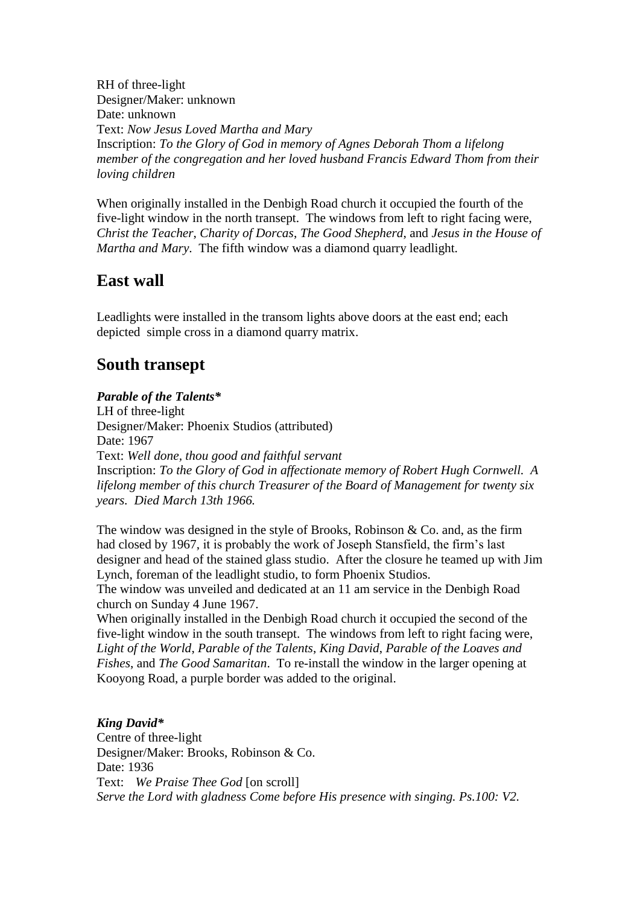RH of three-light
Designer/Maker: unknown
Date: unknown
Text: *Now Jesus Loved Martha and Mary*
Inscription: *To the Glory of God in memory of Agnes Deborah Thom a lifelong member of the congregation and her loved husband Francis Edward Thom from their loving children*

When originally installed in the Denbigh Road church it occupied the fourth of the five-light window in the north transept. The windows from left to right facing were, *Christ the Teacher*, *Charity of Dorcas*, *The Good Shepherd*, and *Jesus in the House of Martha and Mary*. The fifth window was a diamond quarry leadlight.

## East wall

Leadlights were installed in the transom lights above doors at the east end; each depicted simple cross in a diamond quarry matrix.

## South transept

***Parable of the Talents****
LH of three-light
Designer/Maker: Phoenix Studios (attributed)
Date: 1967
Text: *Well done, thou good and faithful servant*
Inscription: *To the Glory of God in affectionate memory of Robert Hugh Cornwell. A lifelong member of this church Treasurer of the Board of Management for twenty six years. Died March 13th 1966.*

The window was designed in the style of Brooks, Robinson & Co. and, as the firm had closed by 1967, it is probably the work of Joseph Stansfield, the firm's last designer and head of the stained glass studio. After the closure he teamed up with Jim Lynch, foreman of the leadlight studio, to form Phoenix Studios.
The window was unveiled and dedicated at an 11 am service in the Denbigh Road church on Sunday 4 June 1967.
When originally installed in the Denbigh Road church it occupied the second of the five-light window in the south transept. The windows from left to right facing were, *Light of the World*, *Parable of the Talents*, *King David*, *Parable of the Loaves and Fishes*, and *The Good Samaritan*. To re-install the window in the larger opening at Kooyong Road, a purple border was added to the original.

***King David****
Centre of three-light
Designer/Maker: Brooks, Robinson & Co.
Date: 1936
Text: *We Praise Thee God* [on scroll]
*Serve the Lord with gladness Come before His presence with singing. Ps.100: V2.*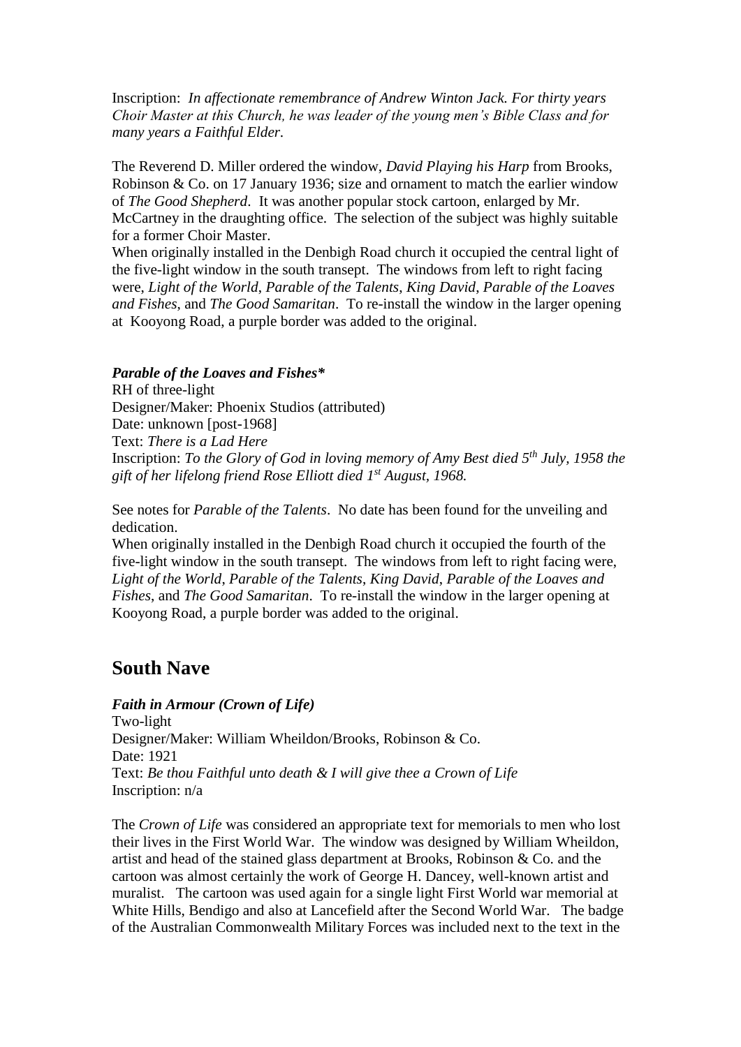Inscription: *In affectionate remembrance of Andrew Winton Jack. For thirty years Choir Master at this Church, he was leader of the young men's Bible Class and for many years a Faithful Elder.*

The Reverend D. Miller ordered the window, *David Playing his Harp* from Brooks, Robinson & Co. on 17 January 1936; size and ornament to match the earlier window of *The Good Shepherd*. It was another popular stock cartoon, enlarged by Mr. McCartney in the draughting office. The selection of the subject was highly suitable for a former Choir Master.
When originally installed in the Denbigh Road church it occupied the central light of the five-light window in the south transept. The windows from left to right facing were, *Light of the World*, *Parable of the Talents*, *King David*, *Parable of the Loaves and Fishes*, and *The Good Samaritan*. To re-install the window in the larger opening at Kooyong Road, a purple border was added to the original.

***Parable of the Loaves and Fishes****
RH of three-light
Designer/Maker: Phoenix Studios (attributed)
Date: unknown [post-1968]
Text: *There is a Lad Here*
Inscription: *To the Glory of God in loving memory of Amy Best died 5th July, 1958 the gift of her lifelong friend Rose Elliott died 1st August, 1968.*

See notes for *Parable of the Talents*. No date has been found for the unveiling and dedication.
When originally installed in the Denbigh Road church it occupied the fourth of the five-light window in the south transept. The windows from left to right facing were, *Light of the World*, *Parable of the Talents*, *King David*, *Parable of the Loaves and Fishes*, and *The Good Samaritan*. To re-install the window in the larger opening at Kooyong Road, a purple border was added to the original.

## South Nave

***Faith in Armour (Crown of Life)***
Two-light
Designer/Maker: William Wheildon/Brooks, Robinson & Co.
Date: 1921
Text: *Be thou Faithful unto death & I will give thee a Crown of Life*
Inscription: n/a

The *Crown of Life* was considered an appropriate text for memorials to men who lost their lives in the First World War. The window was designed by William Wheildon, artist and head of the stained glass department at Brooks, Robinson & Co. and the cartoon was almost certainly the work of George H. Dancey, well-known artist and muralist. The cartoon was used again for a single light First World war memorial at White Hills, Bendigo and also at Lancefield after the Second World War. The badge of the Australian Commonwealth Military Forces was included next to the text in the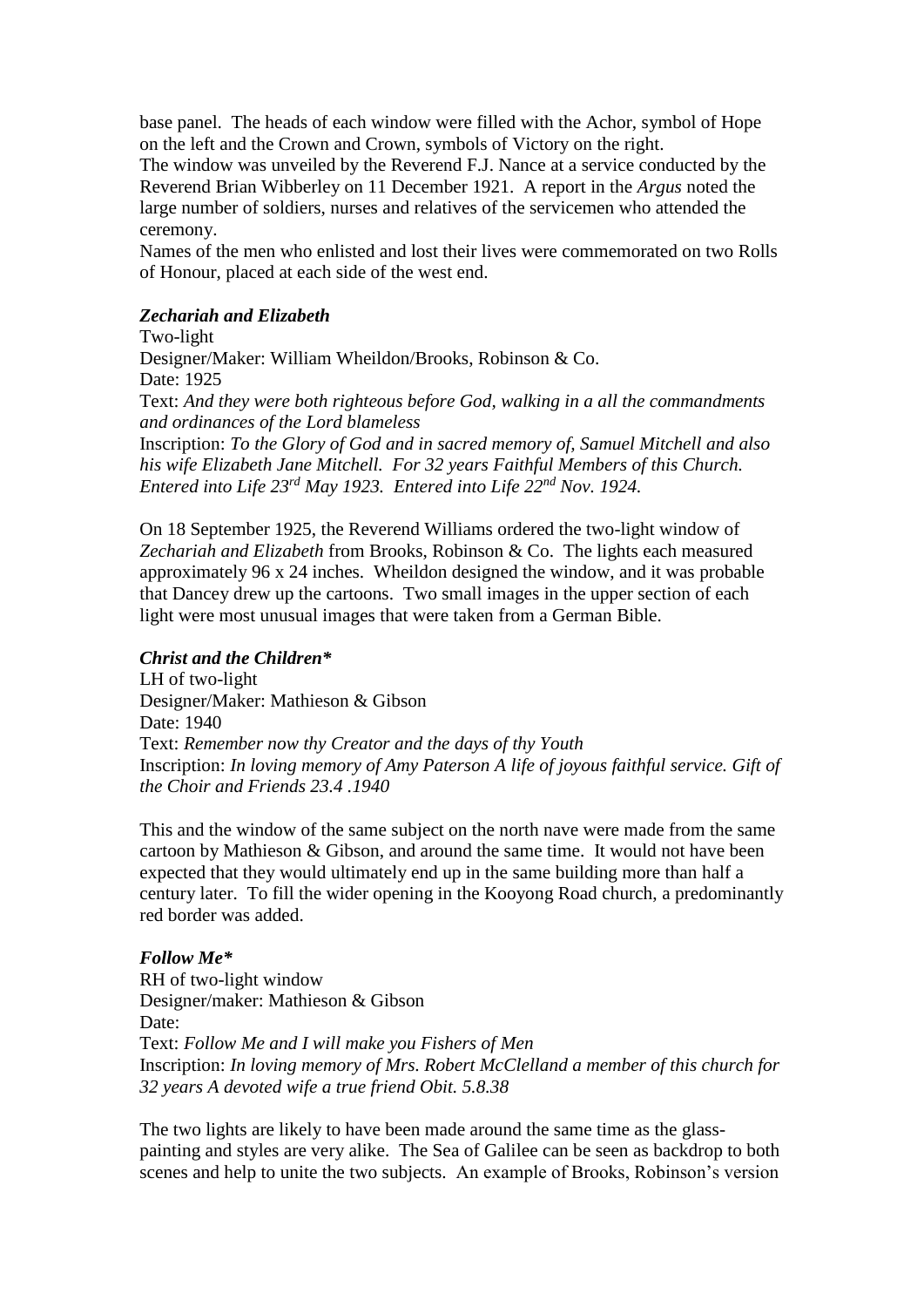base panel. The heads of each window were filled with the Achor, symbol of Hope on the left and the Crown and Crown, symbols of Victory on the right.
The window was unveiled by the Reverend F.J. Nance at a service conducted by the Reverend Brian Wibberley on 11 December 1921. A report in the *Argus* noted the large number of soldiers, nurses and relatives of the servicemen who attended the ceremony.
Names of the men who enlisted and lost their lives were commemorated on two Rolls of Honour, placed at each side of the west end.

***Zechariah and Elizabeth***
Two-light
Designer/Maker: William Wheildon/Brooks, Robinson & Co.
Date: 1925
Text: *And they were both righteous before God, walking in a all the commandments and ordinances of the Lord blameless*
Inscription: *To the Glory of God and in sacred memory of, Samuel Mitchell and also his wife Elizabeth Jane Mitchell. For 32 years Faithful Members of this Church. Entered into Life 23rd May 1923. Entered into Life 22nd Nov. 1924.*

On 18 September 1925, the Reverend Williams ordered the two-light window of *Zechariah and Elizabeth* from Brooks, Robinson & Co. The lights each measured approximately 96 x 24 inches. Wheildon designed the window, and it was probable that Dancey drew up the cartoons. Two small images in the upper section of each light were most unusual images that were taken from a German Bible.

***Christ and the Children****
LH of two-light
Designer/Maker: Mathieson & Gibson
Date: 1940
Text: *Remember now thy Creator and the days of thy Youth*
Inscription: *In loving memory of Amy Paterson A life of joyous faithful service. Gift of the Choir and Friends 23.4 .1940*

This and the window of the same subject on the north nave were made from the same cartoon by Mathieson & Gibson, and around the same time. It would not have been expected that they would ultimately end up in the same building more than half a century later. To fill the wider opening in the Kooyong Road church, a predominantly red border was added.

***Follow Me****
RH of two-light window
Designer/maker: Mathieson & Gibson
Date:
Text: *Follow Me and I will make you Fishers of Men*
Inscription: *In loving memory of Mrs. Robert McClelland a member of this church for 32 years A devoted wife a true friend Obit. 5.8.38*

The two lights are likely to have been made around the same time as the glass-painting and styles are very alike. The Sea of Galilee can be seen as backdrop to both scenes and help to unite the two subjects. An example of Brooks, Robinson's version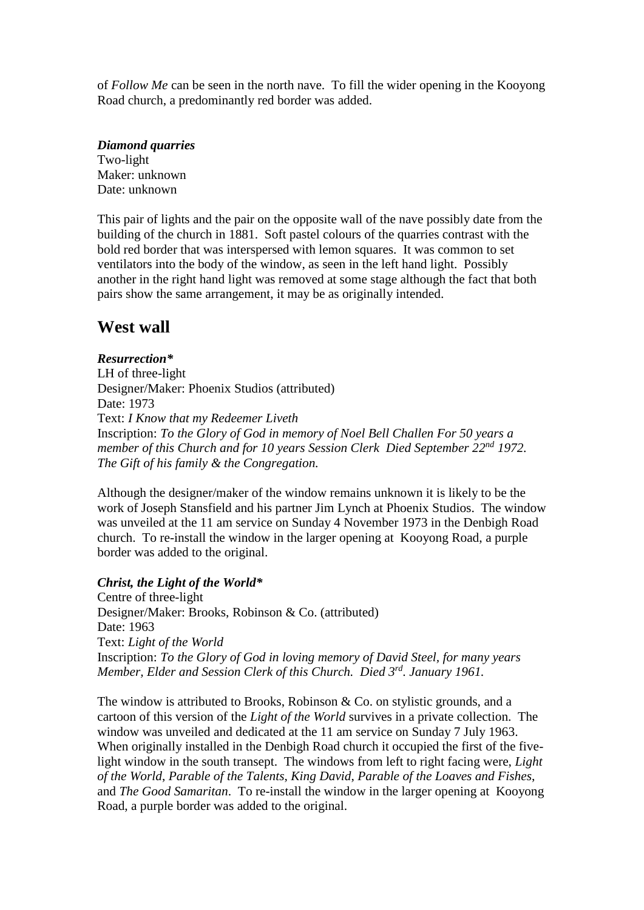of *Follow Me* can be seen in the north nave. To fill the wider opening in the Kooyong Road church, a predominantly red border was added.

***Diamond quarries***
Two-light
Maker: unknown
Date: unknown

This pair of lights and the pair on the opposite wall of the nave possibly date from the building of the church in 1881. Soft pastel colours of the quarries contrast with the bold red border that was interspersed with lemon squares. It was common to set ventilators into the body of the window, as seen in the left hand light. Possibly another in the right hand light was removed at some stage although the fact that both pairs show the same arrangement, it may be as originally intended.

## West wall

***Resurrection****
LH of three-light
Designer/Maker: Phoenix Studios (attributed)
Date: 1973
Text: *I Know that my Redeemer Liveth*
Inscription: *To the Glory of God in memory of Noel Bell Challen For 50 years a member of this Church and for 10 years Session Clerk Died September 22nd 1972. The Gift of his family & the Congregation.*

Although the designer/maker of the window remains unknown it is likely to be the work of Joseph Stansfield and his partner Jim Lynch at Phoenix Studios. The window was unveiled at the 11 am service on Sunday 4 November 1973 in the Denbigh Road church. To re-install the window in the larger opening at Kooyong Road, a purple border was added to the original.

***Christ, the Light of the World****
Centre of three-light
Designer/Maker: Brooks, Robinson & Co. (attributed)
Date: 1963
Text: *Light of the World*
Inscription: *To the Glory of God in loving memory of David Steel, for many years Member, Elder and Session Clerk of this Church. Died 3rd. January 1961.*

The window is attributed to Brooks, Robinson & Co. on stylistic grounds, and a cartoon of this version of the *Light of the World* survives in a private collection. The window was unveiled and dedicated at the 11 am service on Sunday 7 July 1963. When originally installed in the Denbigh Road church it occupied the first of the five-light window in the south transept. The windows from left to right facing were, *Light of the World*, *Parable of the Talents*, *King David*, *Parable of the Loaves and Fishes*, and *The Good Samaritan*. To re-install the window in the larger opening at Kooyong Road, a purple border was added to the original.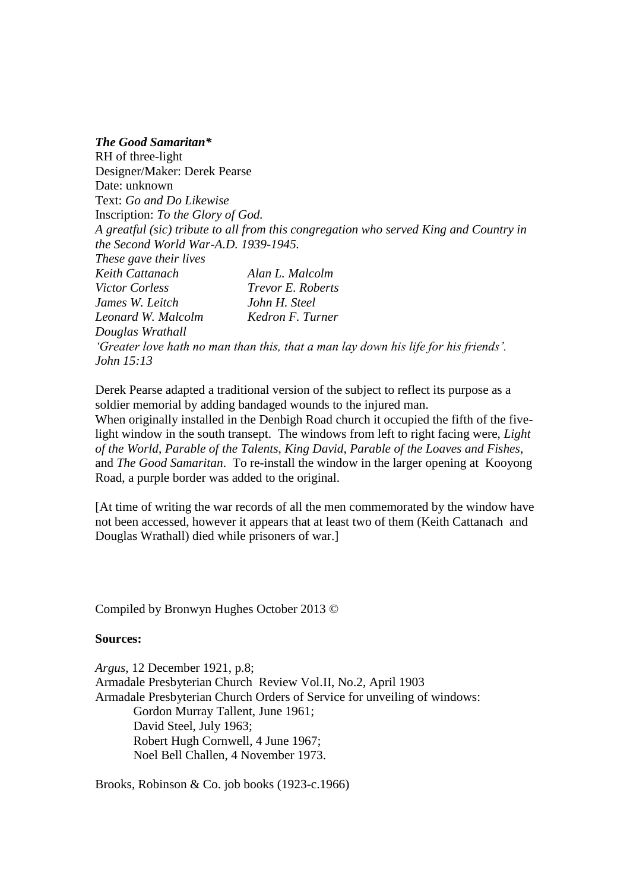***The Good Samaritan\****
RH of three-light
Designer/Maker: Derek Pearse
Date: unknown
Text: *Go and Do Likewise*
Inscription: *To the Glory of God.*
*A greatful (sic) tribute to all from this congregation who served King and Country in the Second World War-A.D. 1939-1945.*
*These gave their lives*

| | |
|---|---|
| *Keith Cattanach* | *Alan L. Malcolm* |
| *Victor Corless* | *Trevor E. Roberts* |
| *James W. Leitch* | *John H. Steel* |
| *Leonard W. Malcolm* | *Kedron F. Turner* |
| *Douglas Wrathall* | |

*'Greater love hath no man than this, that a man lay down his life for his friends'. John 15:13*

Derek Pearse adapted a traditional version of the subject to reflect its purpose as a soldier memorial by adding bandaged wounds to the injured man.
When originally installed in the Denbigh Road church it occupied the fifth of the five-light window in the south transept. The windows from left to right facing were, *Light of the World*, *Parable of the Talents*, *King David*, *Parable of the Loaves and Fishes*, and *The Good Samaritan*. To re-install the window in the larger opening at Kooyong Road, a purple border was added to the original.

[At time of writing the war records of all the men commemorated by the window have not been accessed, however it appears that at least two of them (Keith Cattanach and Douglas Wrathall) died while prisoners of war.]

Compiled by Bronwyn Hughes October 2013 ©

**Sources:**

*Argus*, 12 December 1921, p.8;
Armadale Presbyterian Church Review Vol.II, No.2, April 1903
Armadale Presbyterian Church Orders of Service for unveiling of windows:
- Gordon Murray Tallent, June 1961;
- David Steel, July 1963;
- Robert Hugh Cornwell, 4 June 1967;
- Noel Bell Challen, 4 November 1973.

Brooks, Robinson & Co. job books (1923-c.1966)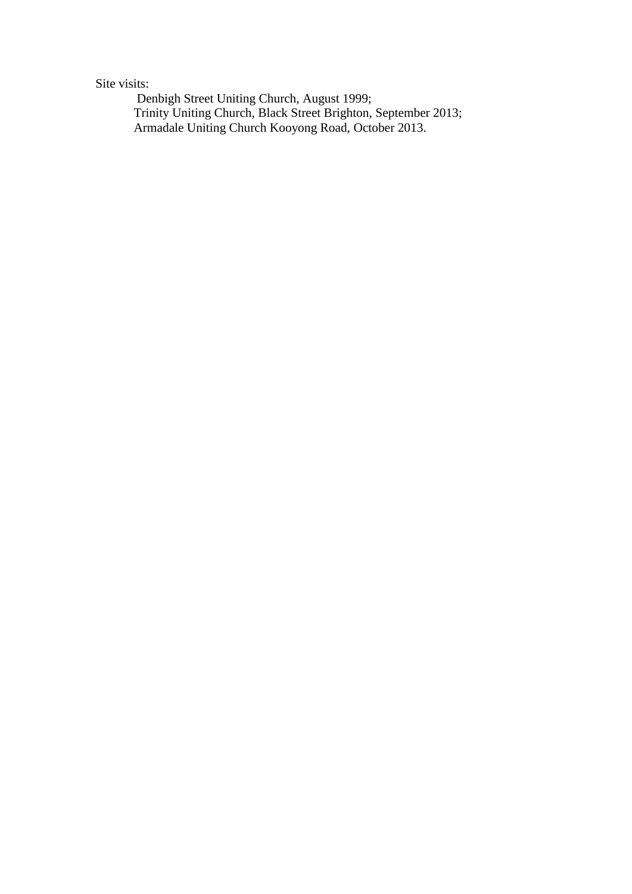Site visits:

Denbigh Street Uniting Church, August 1999;
Trinity Uniting Church, Black Street Brighton, September 2013;
Armadale Uniting Church Kooyong Road, October 2013.